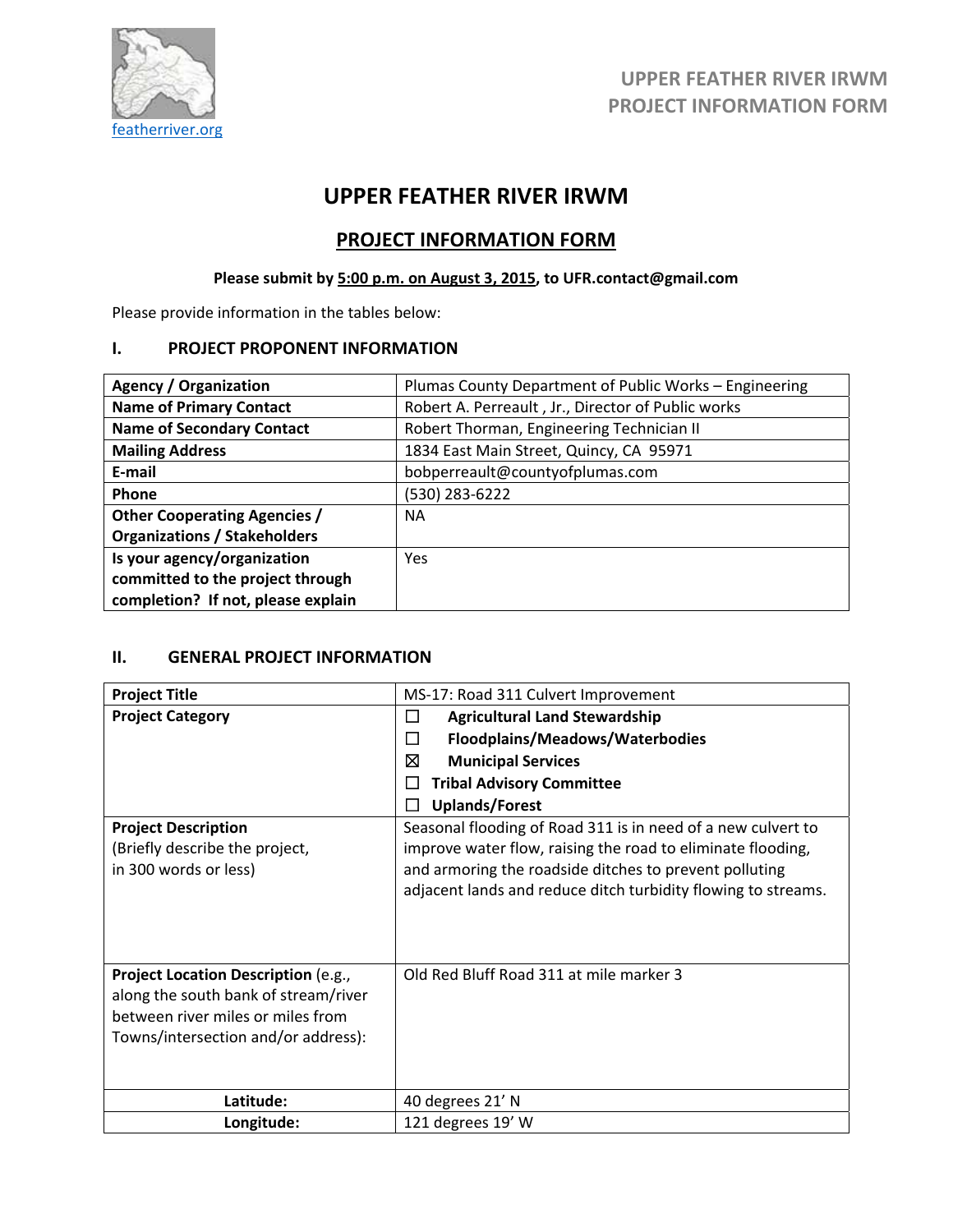featherriver.org

UPPER FEATHER RIVER IRWM
PROJECT INFORMATION FORM

# UPPER FEATHER RIVER IRWM

## PROJECT INFORMATION FORM

**Please submit by 5:00 p.m. on August 3, 2015, to UFR.contact@gmail.com**

Please provide information in the tables below:

### I. PROJECT PROPONENT INFORMATION

| **Agency / Organization** | Plumas County Department of Public Works – Engineering |
|---|---|
| **Name of Primary Contact** | Robert A. Perreault , Jr., Director of Public works |
| **Name of Secondary Contact** | Robert Thorman, Engineering Technician II |
| **Mailing Address** | 1834 East Main Street, Quincy, CA 95971 |
| **E-mail** | bobperreault@countyofplumas.com |
| **Phone** | (530) 283-6222 |
| **Other Cooperating Agencies / Organizations / Stakeholders** | NA |
| **Is your agency/organization committed to the project through completion? If not, please explain** | Yes |

### II. GENERAL PROJECT INFORMATION

| **Project Title** | MS-17: Road 311 Culvert Improvement |
|---|---|
| **Project Category** | ☐ **Agricultural Land Stewardship**<br>☐ **Floodplains/Meadows/Waterbodies**<br>☒ **Municipal Services**<br>☐ **Tribal Advisory Committee**<br>☐ **Uplands/Forest** |
| **Project Description** (Briefly describe the project, in 300 words or less) | Seasonal flooding of Road 311 is in need of a new culvert to improve water flow, raising the road to eliminate flooding, and armoring the roadside ditches to prevent polluting adjacent lands and reduce ditch turbidity flowing to streams. |
| **Project Location Description** (e.g., along the south bank of stream/river between river miles or miles from Towns/intersection and/or address): | Old Red Bluff Road 311 at mile marker 3 |
| **Latitude:** | 40 degrees 21' N |
| **Longitude:** | 121 degrees 19' W |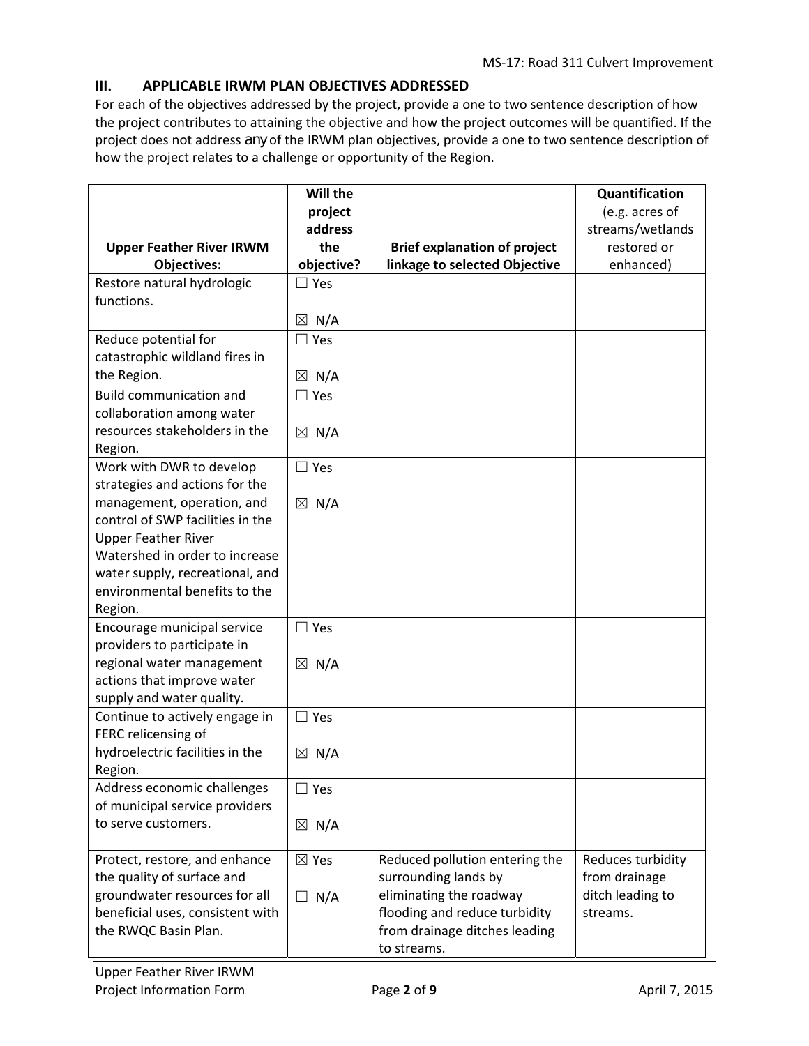## III. APPLICABLE IRWM PLAN OBJECTIVES ADDRESSED

For each of the objectives addressed by the project, provide a one to two sentence description of how the project contributes to attaining the objective and how the project outcomes will be quantified. If the project does not address any of the IRWM plan objectives, provide a one to two sentence description of how the project relates to a challenge or opportunity of the Region.

| Upper Feather River IRWM Objectives: | Will the project address the objective? | Brief explanation of project linkage to selected Objective | Quantification (e.g. acres of streams/wetlands restored or enhanced) |
|---|---|---|---|
| Restore natural hydrologic functions. | ☐ Yes ☒ N/A | | |
| Reduce potential for catastrophic wildland fires in the Region. | ☐ Yes ☒ N/A | | |
| Build communication and collaboration among water resources stakeholders in the Region. | ☐ Yes ☒ N/A | | |
| Work with DWR to develop strategies and actions for the management, operation, and control of SWP facilities in the Upper Feather River Watershed in order to increase water supply, recreational, and environmental benefits to the Region. | ☐ Yes ☒ N/A | | |
| Encourage municipal service providers to participate in regional water management actions that improve water supply and water quality. | ☐ Yes ☒ N/A | | |
| Continue to actively engage in FERC relicensing of hydroelectric facilities in the Region. | ☐ Yes ☒ N/A | | |
| Address economic challenges of municipal service providers to serve customers. | ☐ Yes ☒ N/A | | |
| Protect, restore, and enhance the quality of surface and groundwater resources for all beneficial uses, consistent with the RWQC Basin Plan. | ☒ Yes ☐ N/A | Reduced pollution entering the surrounding lands by eliminating the roadway flooding and reduce turbidity from drainage ditches leading to streams. | Reduces turbidity from drainage ditch leading to streams. |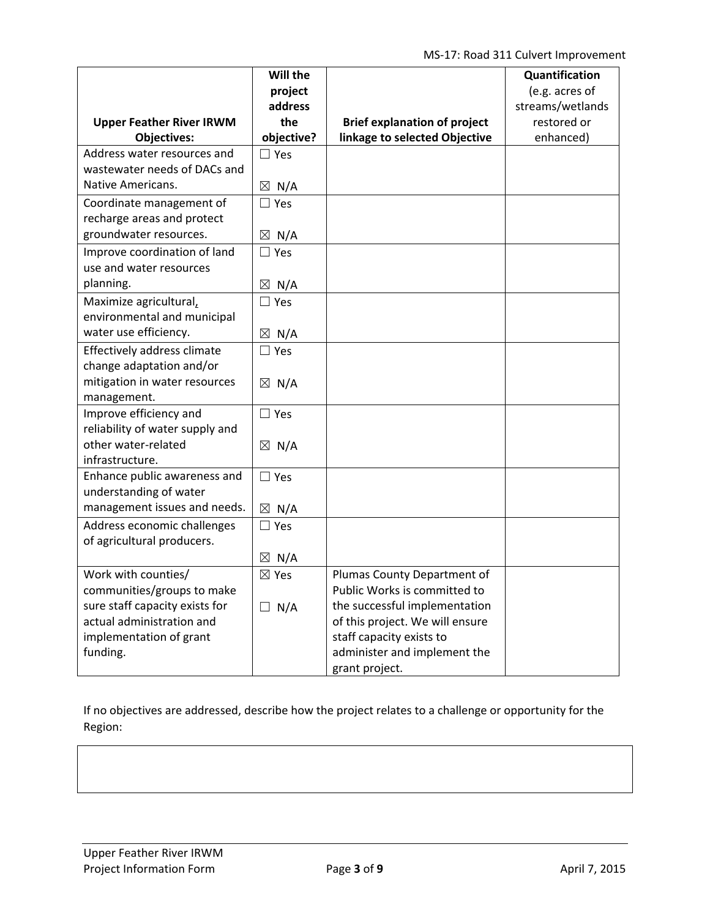| Upper Feather River IRWM Objectives: | Will the project address the objective? | Brief explanation of project linkage to selected Objective | Quantification (e.g. acres of streams/wetlands restored or enhanced) |
|---|---|---|---|
| Address water resources and wastewater needs of DACs and Native Americans. | ☐ Yes ☒ N/A | | |
| Coordinate management of recharge areas and protect groundwater resources. | ☐ Yes ☒ N/A | | |
| Improve coordination of land use and water resources planning. | ☐ Yes ☒ N/A | | |
| Maximize agricultural, environmental and municipal water use efficiency. | ☐ Yes ☒ N/A | | |
| Effectively address climate change adaptation and/or mitigation in water resources management. | ☐ Yes ☒ N/A | | |
| Improve efficiency and reliability of water supply and other water-related infrastructure. | ☐ Yes ☒ N/A | | |
| Enhance public awareness and understanding of water management issues and needs. | ☐ Yes ☒ N/A | | |
| Address economic challenges of agricultural producers. | ☐ Yes ☒ N/A | | |
| Work with counties/ communities/groups to make sure staff capacity exists for actual administration and implementation of grant funding. | ☒ Yes ☐ N/A | Plumas County Department of Public Works is committed to the successful implementation of this project. We will ensure staff capacity exists to administer and implement the grant project. | |

If no objectives are addressed, describe how the project relates to a challenge or opportunity for the Region:

| |
|---|
| |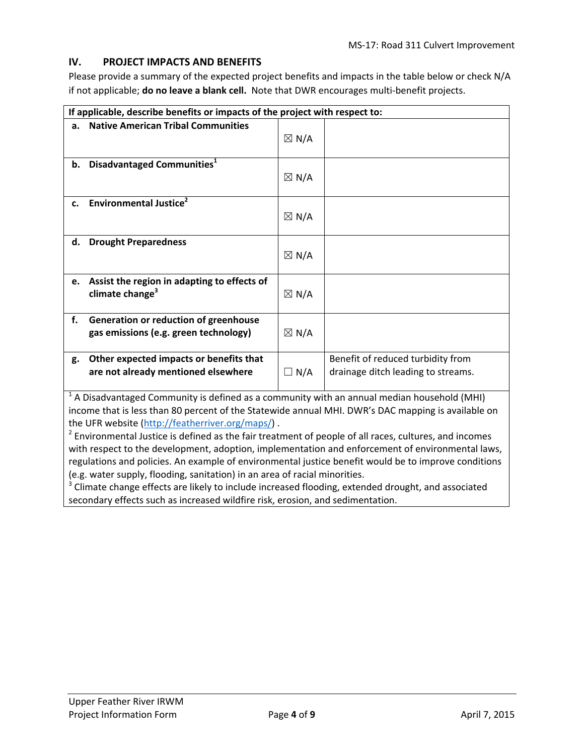## IV. PROJECT IMPACTS AND BENEFITS

Please provide a summary of the expected project benefits and impacts in the table below or check N/A if not applicable; **do no leave a blank cell.** Note that DWR encourages multi-benefit projects.

| If applicable, describe benefits or impacts of the project with respect to: | | |
|---|---|---|
| **a. Native American Tribal Communities** | ☒ N/A | |
| **b. Disadvantaged Communities**[1] | ☒ N/A | |
| **c. Environmental Justice**[2] | ☒ N/A | |
| **d. Drought Preparedness** | ☒ N/A | |
| **e. Assist the region in adapting to effects of climate change**[3] | ☒ N/A | |
| **f. Generation or reduction of greenhouse gas emissions (e.g. green technology)** | ☒ N/A | |
| **g. Other expected impacts or benefits that are not already mentioned elsewhere** | ☐ N/A | Benefit of reduced turbidity from drainage ditch leading to streams. |

[1] A Disadvantaged Community is defined as a community with an annual median household (MHI) income that is less than 80 percent of the Statewide annual MHI. DWR's DAC mapping is available on the UFR website (http://featherriver.org/maps/) .

[2] Environmental Justice is defined as the fair treatment of people of all races, cultures, and incomes with respect to the development, adoption, implementation and enforcement of environmental laws, regulations and policies. An example of environmental justice benefit would be to improve conditions (e.g. water supply, flooding, sanitation) in an area of racial minorities.

[3] Climate change effects are likely to include increased flooding, extended drought, and associated secondary effects such as increased wildfire risk, erosion, and sedimentation.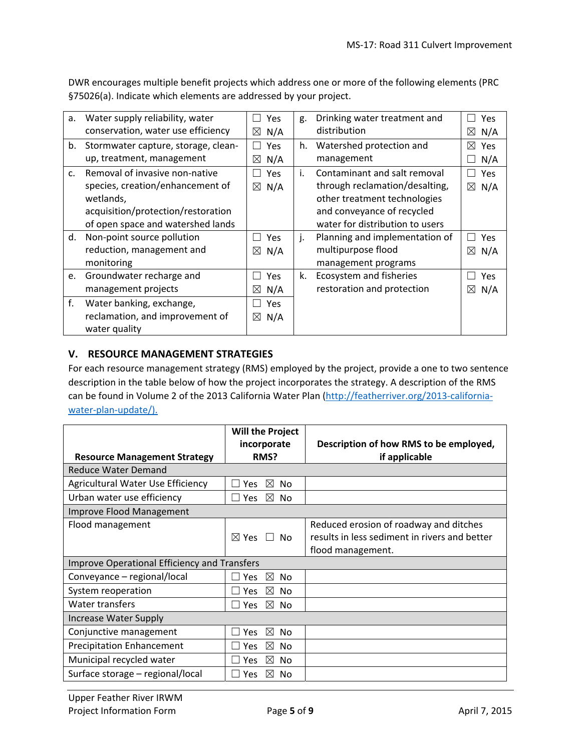DWR encourages multiple benefit projects which address one or more of the following elements (PRC §75026(a). Indicate which elements are addressed by your project.

| | | | | |
|---|---|---|---|---|
| a. Water supply reliability, water conservation, water use efficiency | ☐ Yes ☒ N/A | g. Drinking water treatment and distribution | ☐ Yes ☒ N/A |
| b. Stormwater capture, storage, clean-up, treatment, management | ☐ Yes ☒ N/A | h. Watershed protection and management | ☒ Yes ☐ N/A |
| c. Removal of invasive non-native species, creation/enhancement of wetlands, acquisition/protection/restoration of open space and watershed lands | ☐ Yes ☒ N/A | i. Contaminant and salt removal through reclamation/desalting, other treatment technologies and conveyance of recycled water for distribution to users | ☐ Yes ☒ N/A |
| d. Non-point source pollution reduction, management and monitoring | ☐ Yes ☒ N/A | j. Planning and implementation of multipurpose flood management programs | ☐ Yes ☒ N/A |
| e. Groundwater recharge and management projects | ☐ Yes ☒ N/A | k. Ecosystem and fisheries restoration and protection | ☐ Yes ☒ N/A |
| f. Water banking, exchange, reclamation, and improvement of water quality | ☐ Yes ☒ N/A | | |

## V. RESOURCE MANAGEMENT STRATEGIES

For each resource management strategy (RMS) employed by the project, provide a one to two sentence description in the table below of how the project incorporates the strategy. A description of the RMS can be found in Volume 2 of the 2013 California Water Plan (http://featherriver.org/2013-california-water-plan-update/).

| Resource Management Strategy | Will the Project incorporate RMS? | Description of how RMS to be employed, if applicable |
|---|---|---|
| **Reduce Water Demand** | | |
| Agricultural Water Use Efficiency | ☐ Yes ☒ No | |
| Urban water use efficiency | ☐ Yes ☒ No | |
| **Improve Flood Management** | | |
| Flood management | ☒ Yes ☐ No | Reduced erosion of roadway and ditches results in less sediment in rivers and better flood management. |
| **Improve Operational Efficiency and Transfers** | | |
| Conveyance – regional/local | ☐ Yes ☒ No | |
| System reoperation | ☐ Yes ☒ No | |
| Water transfers | ☐ Yes ☒ No | |
| **Increase Water Supply** | | |
| Conjunctive management | ☐ Yes ☒ No | |
| Precipitation Enhancement | ☐ Yes ☒ No | |
| Municipal recycled water | ☐ Yes ☒ No | |
| Surface storage – regional/local | ☐ Yes ☒ No | |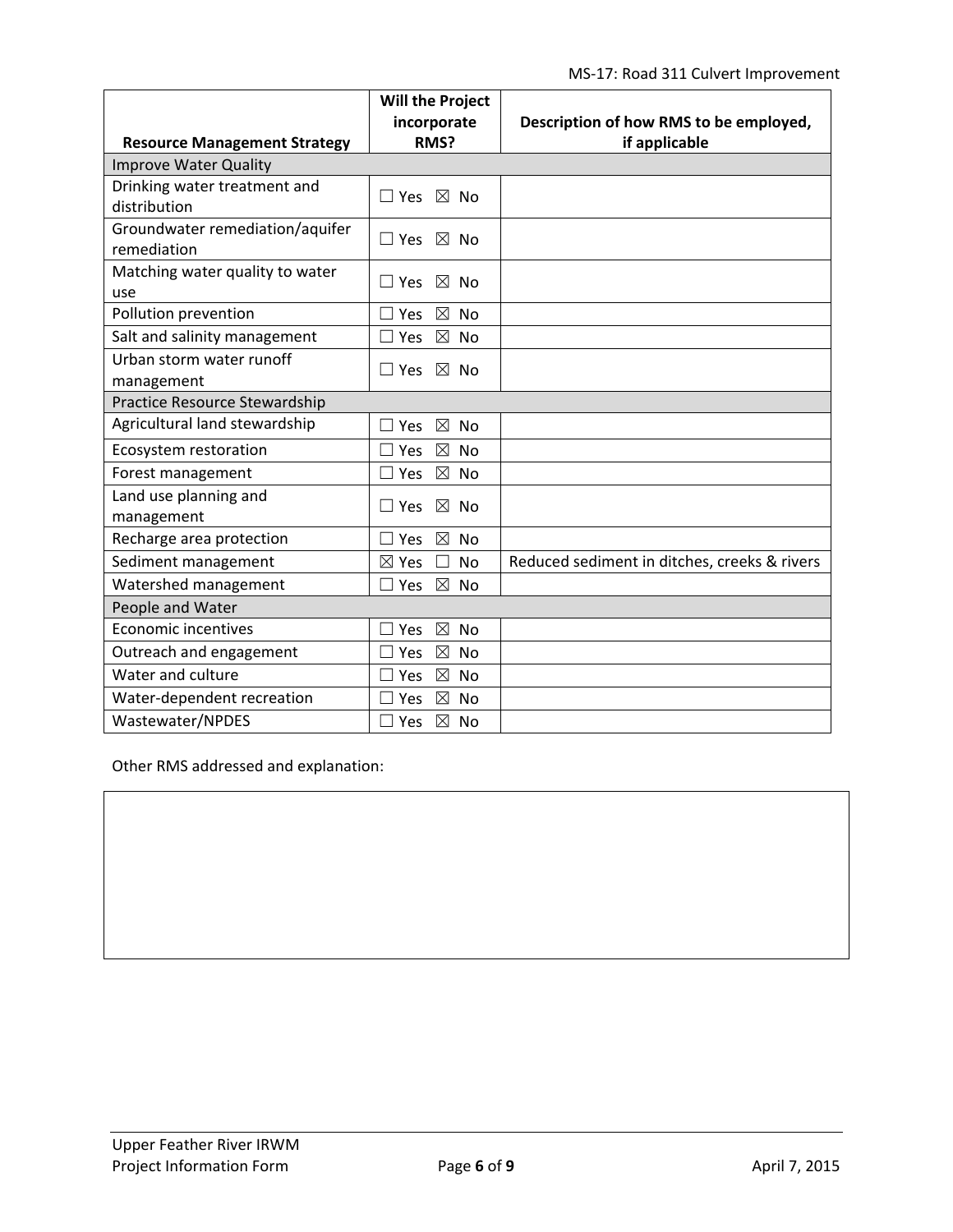| Resource Management Strategy | Will the Project incorporate RMS? | Description of how RMS to be employed, if applicable |
|---|---|---|
| Improve Water Quality | | |
| Drinking water treatment and distribution | ☐ Yes ☒ No | |
| Groundwater remediation/aquifer remediation | ☐ Yes ☒ No | |
| Matching water quality to water use | ☐ Yes ☒ No | |
| Pollution prevention | ☐ Yes ☒ No | |
| Salt and salinity management | ☐ Yes ☒ No | |
| Urban storm water runoff management | ☐ Yes ☒ No | |
| Practice Resource Stewardship | | |
| Agricultural land stewardship | ☐ Yes ☒ No | |
| Ecosystem restoration | ☐ Yes ☒ No | |
| Forest management | ☐ Yes ☒ No | |
| Land use planning and management | ☐ Yes ☒ No | |
| Recharge area protection | ☐ Yes ☒ No | |
| Sediment management | ☒ Yes ☐ No | Reduced sediment in ditches, creeks & rivers |
| Watershed management | ☐ Yes ☒ No | |
| People and Water | | |
| Economic incentives | ☐ Yes ☒ No | |
| Outreach and engagement | ☐ Yes ☒ No | |
| Water and culture | ☐ Yes ☒ No | |
| Water-dependent recreation | ☐ Yes ☒ No | |
| Wastewater/NPDES | ☐ Yes ☒ No | |

Other RMS addressed and explanation: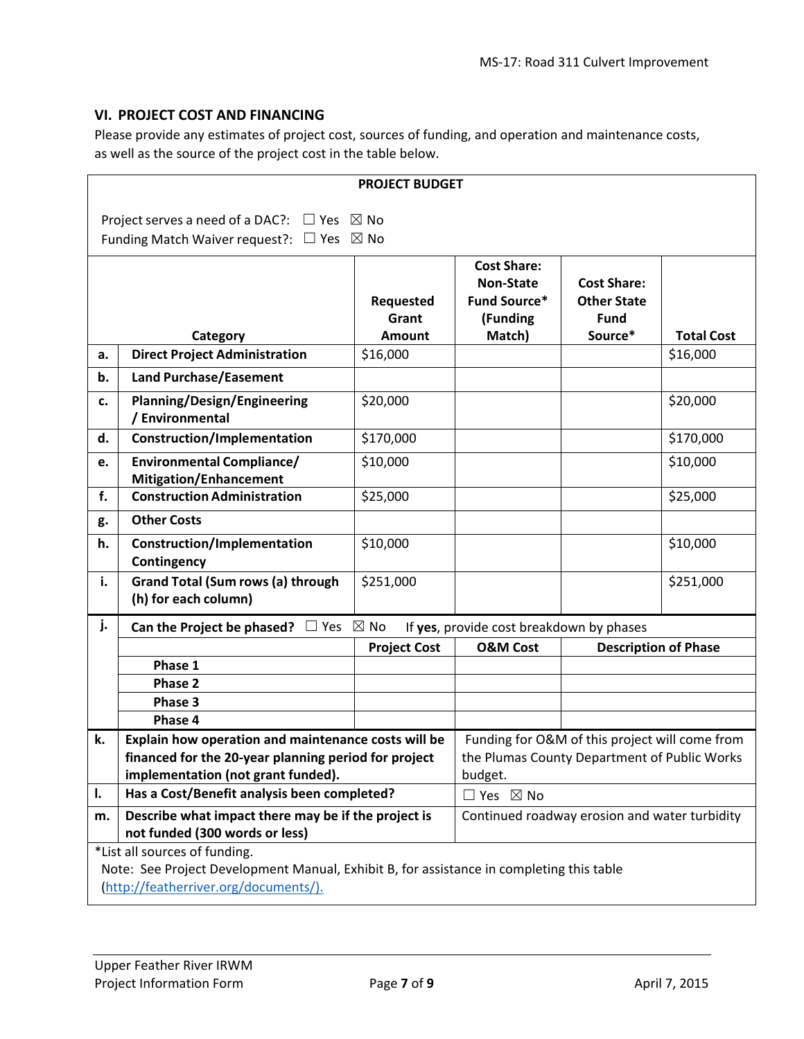## VI. PROJECT COST AND FINANCING

Please provide any estimates of project cost, sources of funding, and operation and maintenance costs, as well as the source of the project cost in the table below.

**PROJECT BUDGET**

Project serves a need of a DAC?: ☐ Yes ☒ No
Funding Match Waiver request?: ☐ Yes ☒ No

| | Category | Requested Grant Amount | Cost Share: Non-State Fund Source* (Funding Match) | Cost Share: Other State Fund Source* | Total Cost |
|---|---|---|---|---|---|
| a. | **Direct Project Administration** | $16,000 | | | $16,000 |
| b. | **Land Purchase/Easement** | | | | |
| c. | **Planning/Design/Engineering / Environmental** | $20,000 | | | $20,000 |
| d. | **Construction/Implementation** | $170,000 | | | $170,000 |
| e. | **Environmental Compliance/ Mitigation/Enhancement** | $10,000 | | | $10,000 |
| f. | **Construction Administration** | $25,000 | | | $25,000 |
| g. | **Other Costs** | | | | |
| h. | **Construction/Implementation Contingency** | $10,000 | | | $10,000 |
| i. | **Grand Total (Sum rows (a) through (h) for each column)** | $251,000 | | | $251,000 |

| j. | **Can the Project be phased?** ☐ Yes ☒ No If **yes**, provide cost breakdown by phases | | | |
|---|---|---|---|---|
| | | **Project Cost** | **O&M Cost** | **Description of Phase** |
| | **Phase 1** | | | |
| | **Phase 2** | | | |
| | **Phase 3** | | | |
| | **Phase 4** | | | |

| | | |
|---|---|---|
| k. | **Explain how operation and maintenance costs will be financed for the 20-year planning period for project implementation (not grant funded).** | Funding for O&M of this project will come from the Plumas County Department of Public Works budget. |
| l. | **Has a Cost/Benefit analysis been completed?** | ☐ Yes ☒ No |
| m. | **Describe what impact there may be if the project is not funded (300 words or less)** | Continued roadway erosion and water turbidity |

*List all sources of funding.
Note: See Project Development Manual, Exhibit B, for assistance in completing this table (http://featherriver.org/documents/).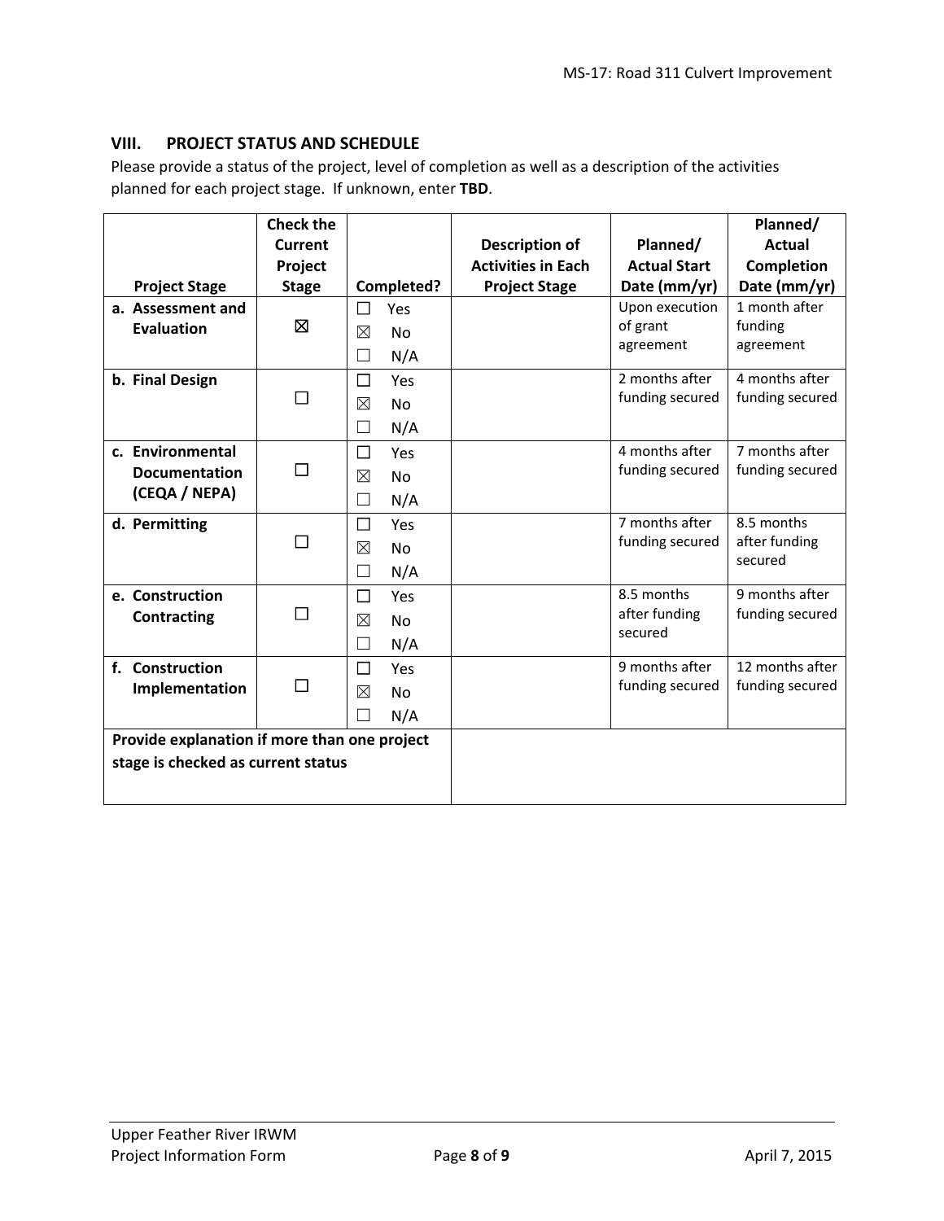## VIII. PROJECT STATUS AND SCHEDULE

Please provide a status of the project, level of completion as well as a description of the activities planned for each project stage. If unknown, enter **TBD**.

| Project Stage | Check the Current Project Stage | Completed? | Description of Activities in Each Project Stage | Planned/ Actual Start Date (mm/yr) | Planned/ Actual Completion Date (mm/yr) |
|---|---|---|---|---|---|
| **a. Assessment and Evaluation** | ☒ | ☐ Yes<br>☒ No<br>☐ N/A | | Upon execution of grant agreement | 1 month after funding agreement |
| **b. Final Design** | ☐ | ☐ Yes<br>☒ No<br>☐ N/A | | 2 months after funding secured | 4 months after funding secured |
| **c. Environmental Documentation (CEQA / NEPA)** | ☐ | ☐ Yes<br>☒ No<br>☐ N/A | | 4 months after funding secured | 7 months after funding secured |
| **d. Permitting** | ☐ | ☐ Yes<br>☒ No<br>☐ N/A | | 7 months after funding secured | 8.5 months after funding secured |
| **e. Construction Contracting** | ☐ | ☐ Yes<br>☒ No<br>☐ N/A | | 8.5 months after funding secured | 9 months after funding secured |
| **f. Construction Implementation** | ☐ | ☐ Yes<br>☒ No<br>☐ N/A | | 9 months after funding secured | 12 months after funding secured |
| **Provide explanation if more than one project stage is checked as current status** | | | | | |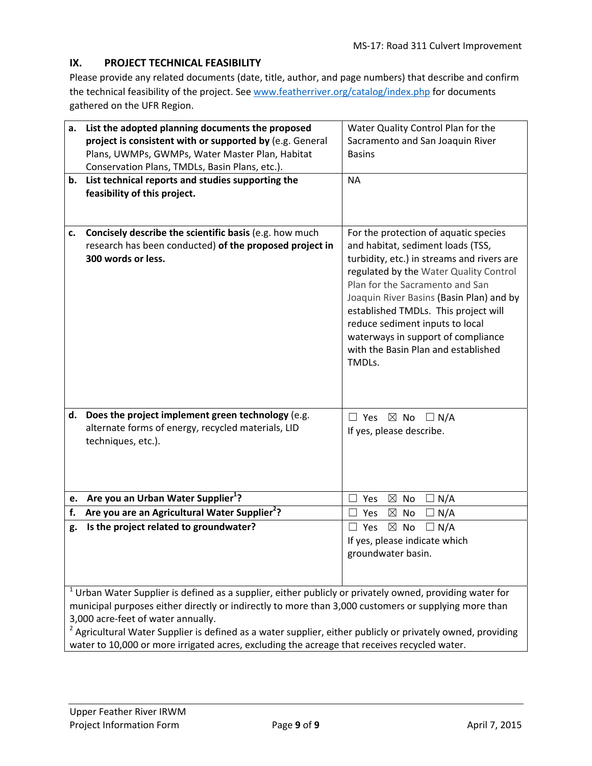## IX. PROJECT TECHNICAL FEASIBILITY

Please provide any related documents (date, title, author, and page numbers) that describe and confirm the technical feasibility of the project. See www.featherriver.org/catalog/index.php for documents gathered on the UFR Region.

| | | |
|---|---|---|
| **a.** | **List the adopted planning documents the proposed project is consistent with or supported by** (e.g. General Plans, UWMPs, GWMPs, Water Master Plan, Habitat Conservation Plans, TMDLs, Basin Plans, etc.). | Water Quality Control Plan for the Sacramento and San Joaquin River Basins |
| **b.** | **List technical reports and studies supporting the feasibility of this project.** | NA |
| **c.** | **Concisely describe the scientific basis** (e.g. how much research has been conducted) **of the proposed project in 300 words or less.** | For the protection of aquatic species and habitat, sediment loads (TSS, turbidity, etc.) in streams and rivers are regulated by the Water Quality Control Plan for the Sacramento and San Joaquin River Basins (Basin Plan) and by established TMDLs. This project will reduce sediment inputs to local waterways in support of compliance with the Basin Plan and established TMDLs. |
| **d.** | **Does the project implement green technology** (e.g. alternate forms of energy, recycled materials, LID techniques, etc.). | ☐ Yes ☒ No ☐ N/A<br>If yes, please describe. |
| **e.** | **Are you an Urban Water Supplier[1]?** | ☐ Yes ☒ No ☐ N/A |
| **f.** | **Are you are an Agricultural Water Supplier[2]?** | ☐ Yes ☒ No ☐ N/A |
| **g.** | **Is the project related to groundwater?** | ☐ Yes ☒ No ☐ N/A<br>If yes, please indicate which groundwater basin. |

[1] Urban Water Supplier is defined as a supplier, either publicly or privately owned, providing water for municipal purposes either directly or indirectly to more than 3,000 customers or supplying more than 3,000 acre-feet of water annually.

[2] Agricultural Water Supplier is defined as a water supplier, either publicly or privately owned, providing water to 10,000 or more irrigated acres, excluding the acreage that receives recycled water.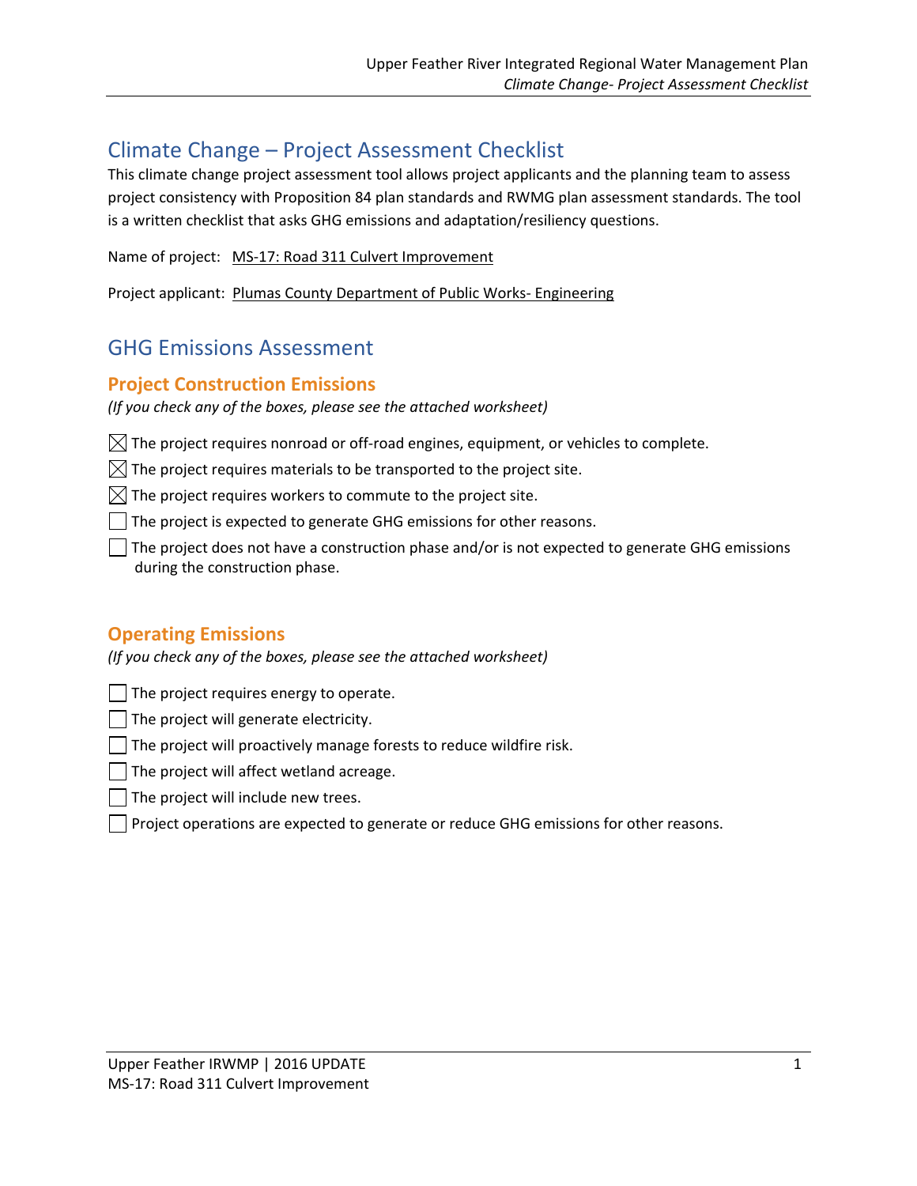# Climate Change – Project Assessment Checklist

This climate change project assessment tool allows project applicants and the planning team to assess project consistency with Proposition 84 plan standards and RWMG plan assessment standards. The tool is a written checklist that asks GHG emissions and adaptation/resiliency questions.

Name of project: MS-17: Road 311 Culvert Improvement

Project applicant: Plumas County Department of Public Works- Engineering

# GHG Emissions Assessment

## Project Construction Emissions

*(If you check any of the boxes, please see the attached worksheet)*

- [x] The project requires nonroad or off-road engines, equipment, or vehicles to complete.
- [x] The project requires materials to be transported to the project site.
- [x] The project requires workers to commute to the project site.
- [ ] The project is expected to generate GHG emissions for other reasons.
- [ ] The project does not have a construction phase and/or is not expected to generate GHG emissions during the construction phase.

## Operating Emissions

*(If you check any of the boxes, please see the attached worksheet)*

- [ ] The project requires energy to operate.
- [ ] The project will generate electricity.
- [ ] The project will proactively manage forests to reduce wildfire risk.
- [ ] The project will affect wetland acreage.
- [ ] The project will include new trees.
- [ ] Project operations are expected to generate or reduce GHG emissions for other reasons.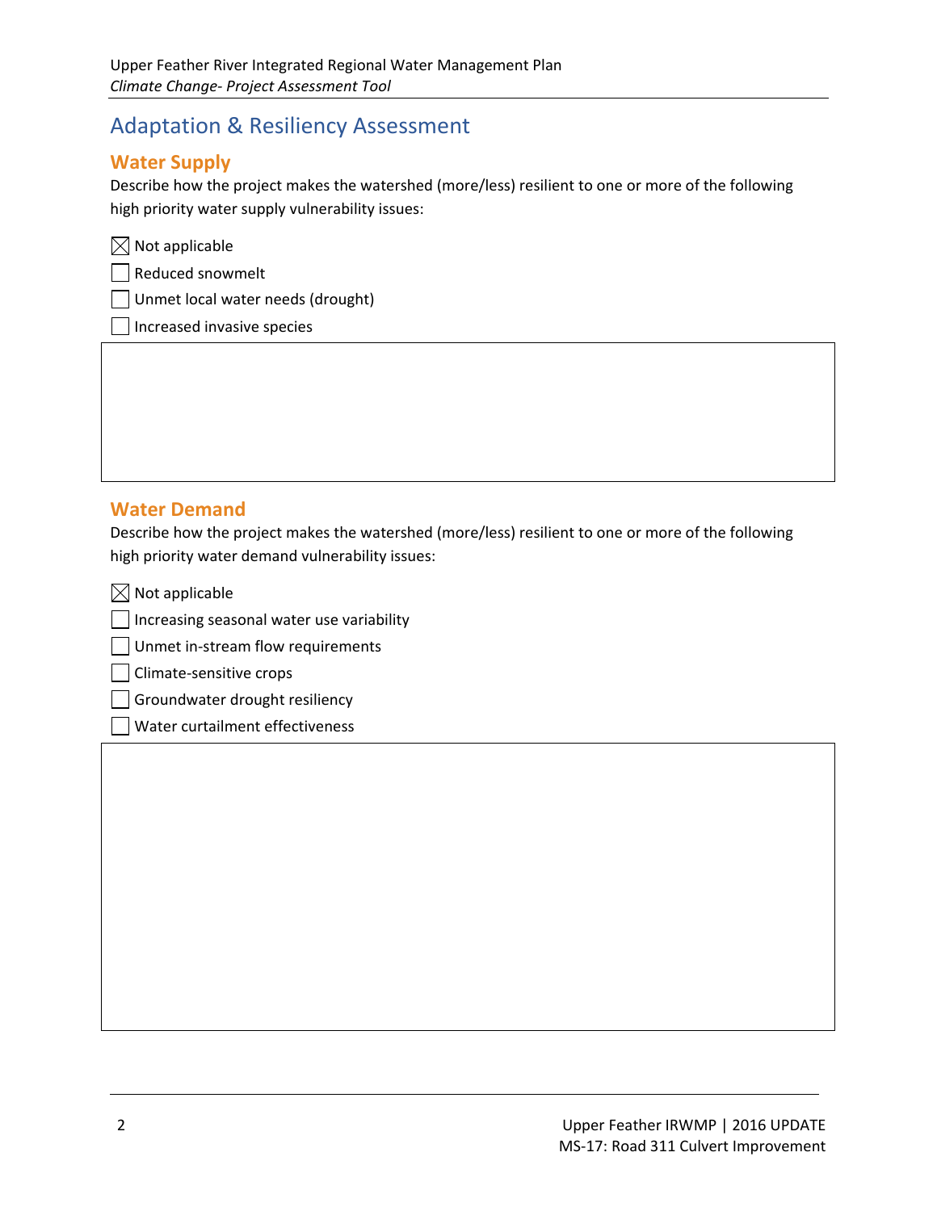# Adaptation & Resiliency Assessment

## Water Supply

Describe how the project makes the watershed (more/less) resilient to one or more of the following high priority water supply vulnerability issues:

- [x] Not applicable
- [ ] Reduced snowmelt
- [ ] Unmet local water needs (drought)
- [ ] Increased invasive species

## Water Demand

Describe how the project makes the watershed (more/less) resilient to one or more of the following high priority water demand vulnerability issues:

- [x] Not applicable
- [ ] Increasing seasonal water use variability
- [ ] Unmet in-stream flow requirements
- [ ] Climate-sensitive crops
- [ ] Groundwater drought resiliency
- [ ] Water curtailment effectiveness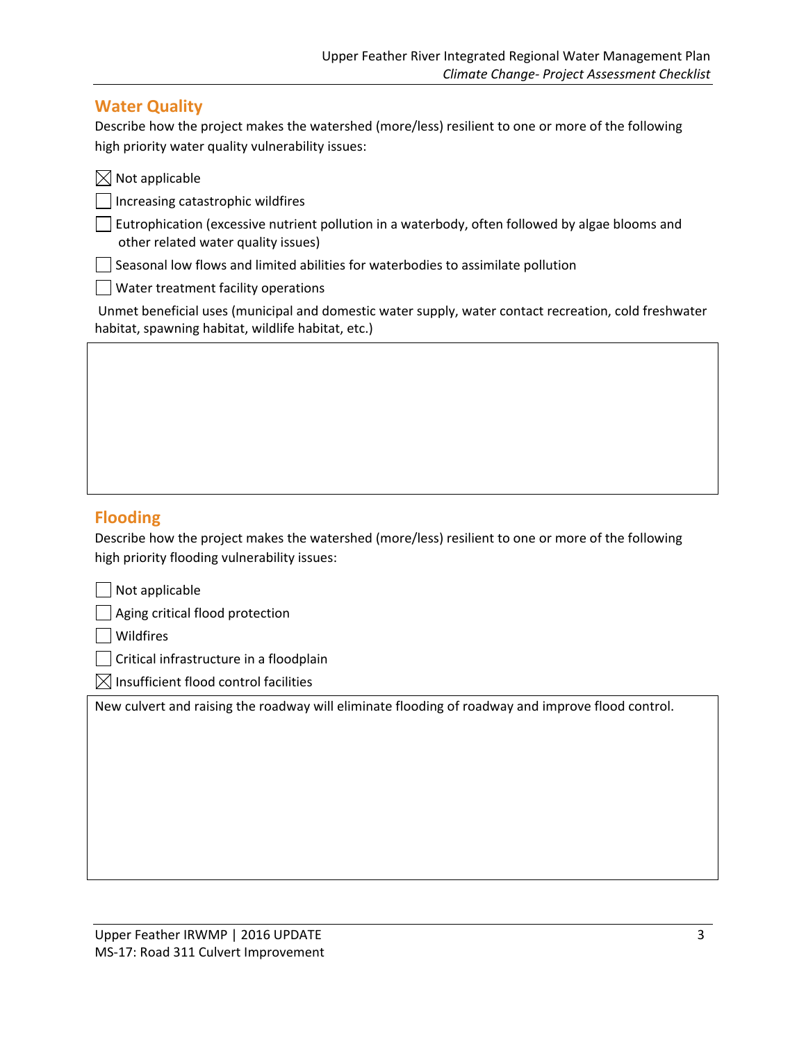## Water Quality

Describe how the project makes the watershed (more/less) resilient to one or more of the following high priority water quality vulnerability issues:

- [x] Not applicable
- [ ] Increasing catastrophic wildfires
- [ ] Eutrophication (excessive nutrient pollution in a waterbody, often followed by algae blooms and other related water quality issues)
- [ ] Seasonal low flows and limited abilities for waterbodies to assimilate pollution
- [ ] Water treatment facility operations

Unmet beneficial uses (municipal and domestic water supply, water contact recreation, cold freshwater habitat, spawning habitat, wildlife habitat, etc.)

## Flooding

Describe how the project makes the watershed (more/less) resilient to one or more of the following high priority flooding vulnerability issues:

- [ ] Not applicable
- [ ] Aging critical flood protection
- [ ] Wildfires
- [ ] Critical infrastructure in a floodplain
- [x] Insufficient flood control facilities

New culvert and raising the roadway will eliminate flooding of roadway and improve flood control.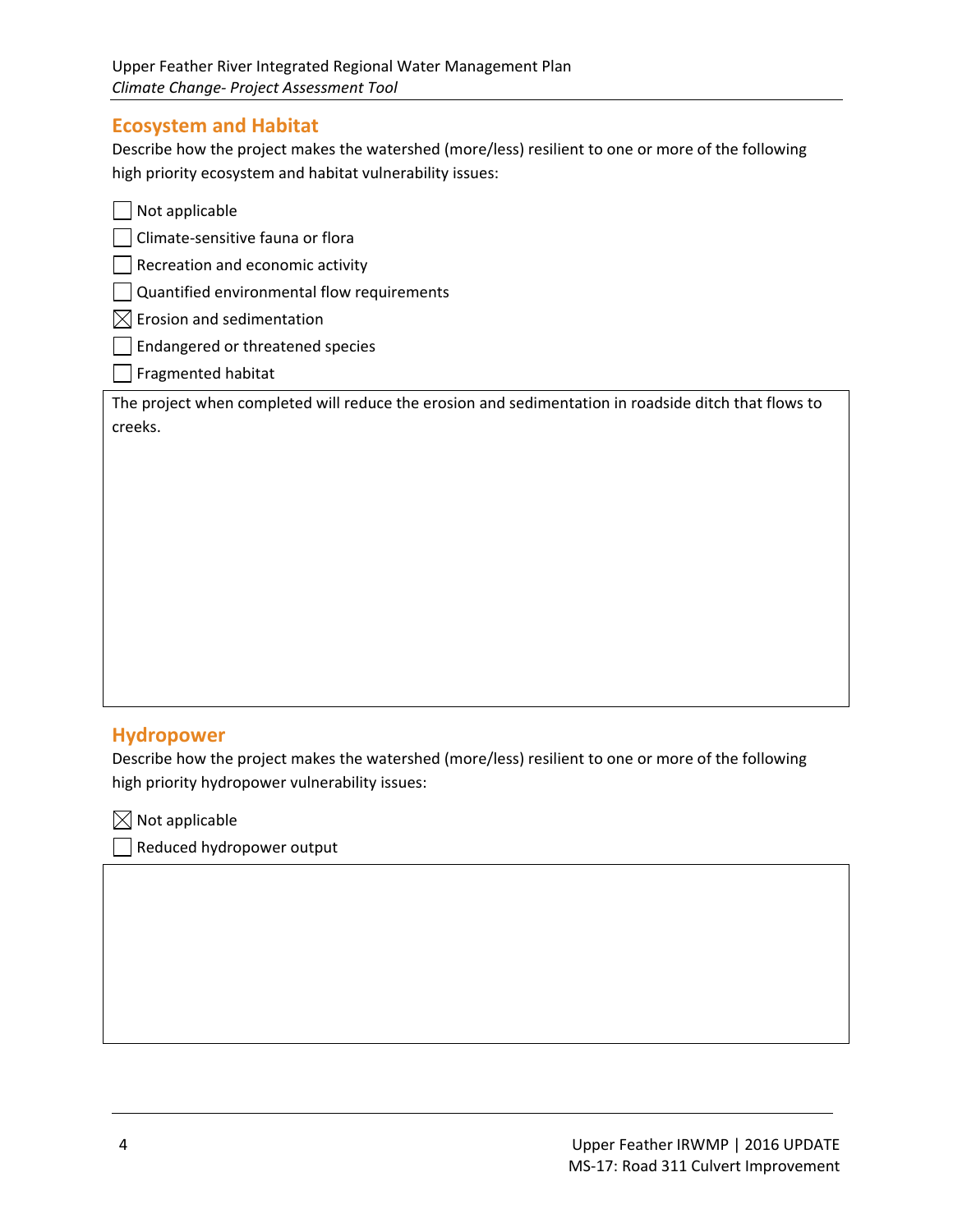## Ecosystem and Habitat

Describe how the project makes the watershed (more/less) resilient to one or more of the following high priority ecosystem and habitat vulnerability issues:

- [ ] Not applicable
- [ ] Climate-sensitive fauna or flora
- [ ] Recreation and economic activity
- [ ] Quantified environmental flow requirements
- [x] Erosion and sedimentation
- [ ] Endangered or threatened species
- [ ] Fragmented habitat

The project when completed will reduce the erosion and sedimentation in roadside ditch that flows to creeks.

## Hydropower

Describe how the project makes the watershed (more/less) resilient to one or more of the following high priority hydropower vulnerability issues:

- [x] Not applicable
- [ ] Reduced hydropower output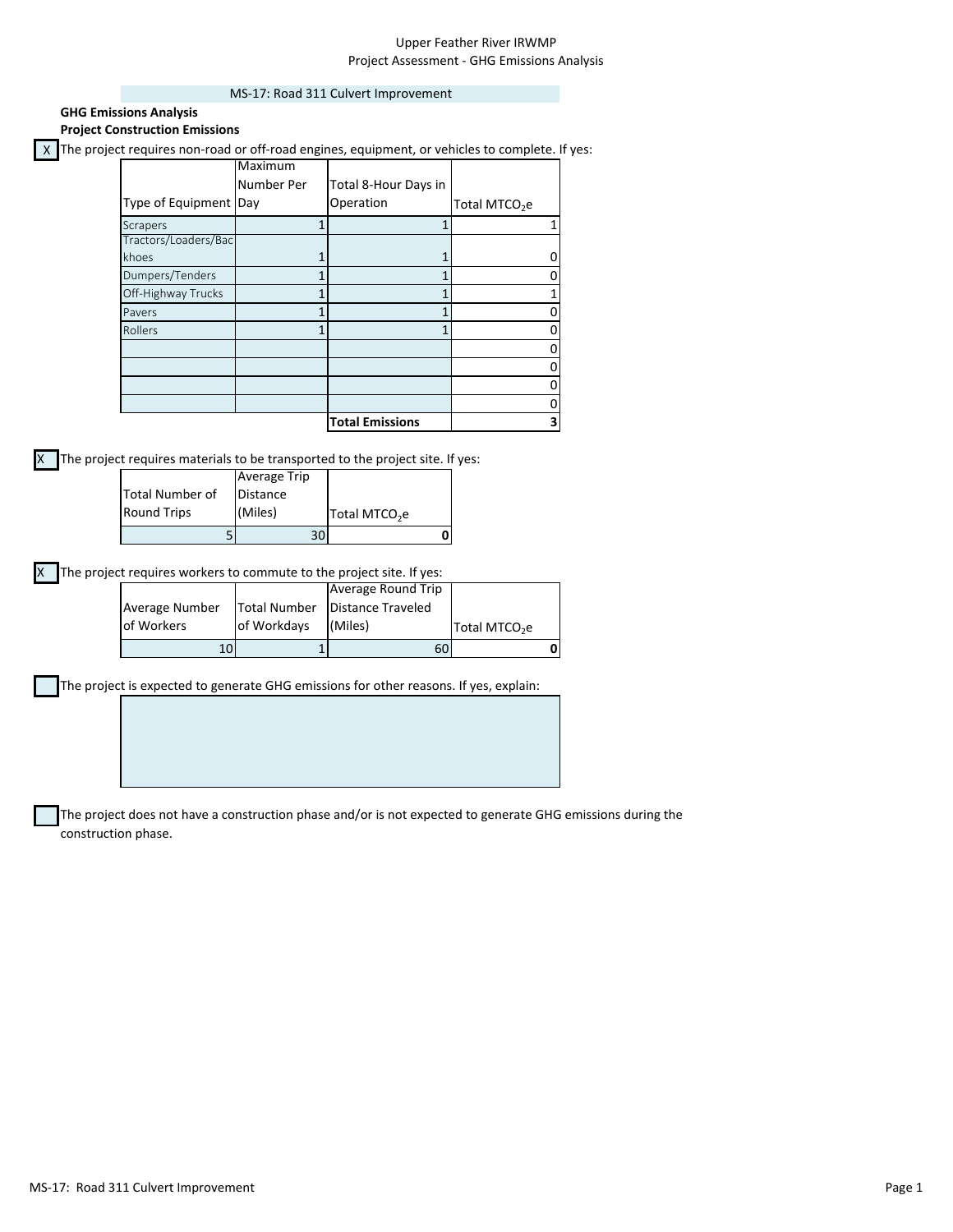Upper Feather River IRWMP
Project Assessment - GHG Emissions Analysis

MS-17: Road 311 Culvert Improvement

**GHG Emissions Analysis**

**Project Construction Emissions**

[X] The project requires non-road or off-road engines, equipment, or vehicles to complete. If yes:

| Type of Equipment | Maximum Number Per Day | Total 8-Hour Days in Operation | Total $MTCO_2e$ |
|---|---|---|---|
| Scrapers | 1 | 1 | 1 |
| Tractors/Loaders/Backhoes | 1 | 1 | 0 |
| Dumpers/Tenders | 1 | 1 | 0 |
| Off-Highway Trucks | 1 | 1 | 1 |
| Pavers | 1 | 1 | 0 |
| Rollers | 1 | 1 | 0 |
| | | | 0 |
| | | | 0 |
| | | | 0 |
| | | | 0 |
| | | **Total Emissions** | **3** |

[X] The project requires materials to be transported to the project site. If yes:

| Total Number of Round Trips | Average Trip Distance (Miles) | Total $MTCO_2e$ |
|---|---|---|
| 5 | 30 | **0** |

[X] The project requires workers to commute to the project site. If yes:

| Average Number of Workers | Total Number of Workdays | Average Round Trip Distance Traveled (Miles) | Total $MTCO_2e$ |
|---|---|---|---|
| 10 | 1 | 60 | **0** |

[ ] The project is expected to generate GHG emissions for other reasons. If yes, explain:

[ ] The project does not have a construction phase and/or is not expected to generate GHG emissions during the construction phase.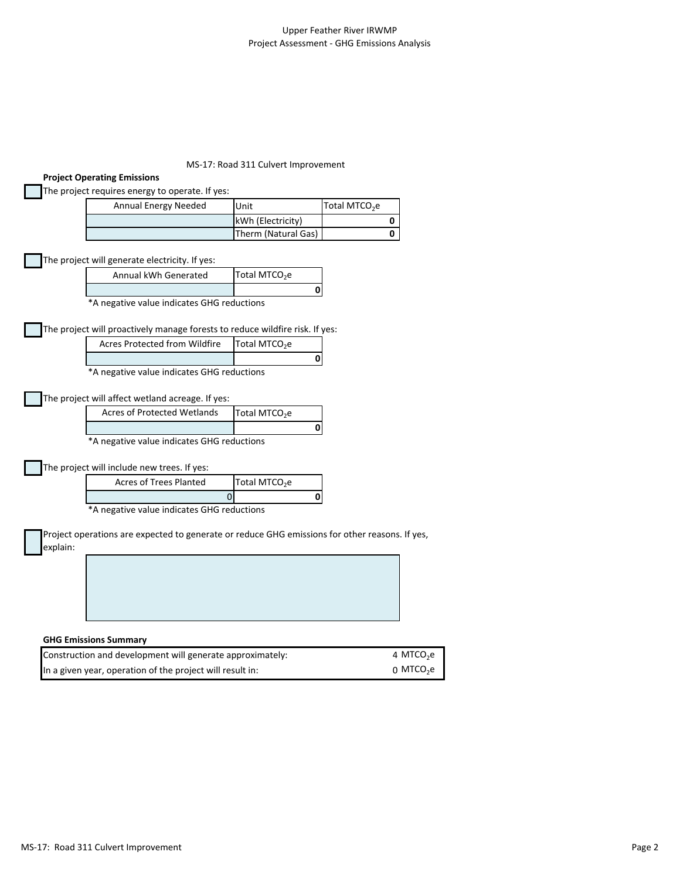MS-17: Road 311 Culvert Improvement

**Project Operating Emissions**

☐ The project requires energy to operate. If yes:

| Annual Energy Needed | Unit | Total $MTCO_2e$ |
|---|---|---|
| | kWh (Electricity) | 0 |
| | Therm (Natural Gas) | 0 |

☐ The project will generate electricity. If yes:

| Annual kWh Generated | Total $MTCO_2e$ |
|---|---|
| | 0 |

*A negative value indicates GHG reductions

☐ The project will proactively manage forests to reduce wildfire risk. If yes:

| Acres Protected from Wildfire | Total $MTCO_2e$ |
|---|---|
| | 0 |

*A negative value indicates GHG reductions

☐ The project will affect wetland acreage. If yes:

| Acres of Protected Wetlands | Total $MTCO_2e$ |
|---|---|
| | 0 |

*A negative value indicates GHG reductions

☐ The project will include new trees. If yes:

| Acres of Trees Planted | Total $MTCO_2e$ |
|---|---|
| 0 | 0 |

*A negative value indicates GHG reductions

☐ Project operations are expected to generate or reduce GHG emissions for other reasons. If yes, explain:

**GHG Emissions Summary**

| | |
|---|---|
| Construction and development will generate approximately: | 4 $MTCO_2e$ |
| In a given year, operation of the project will result in: | 0 $MTCO_2e$ |